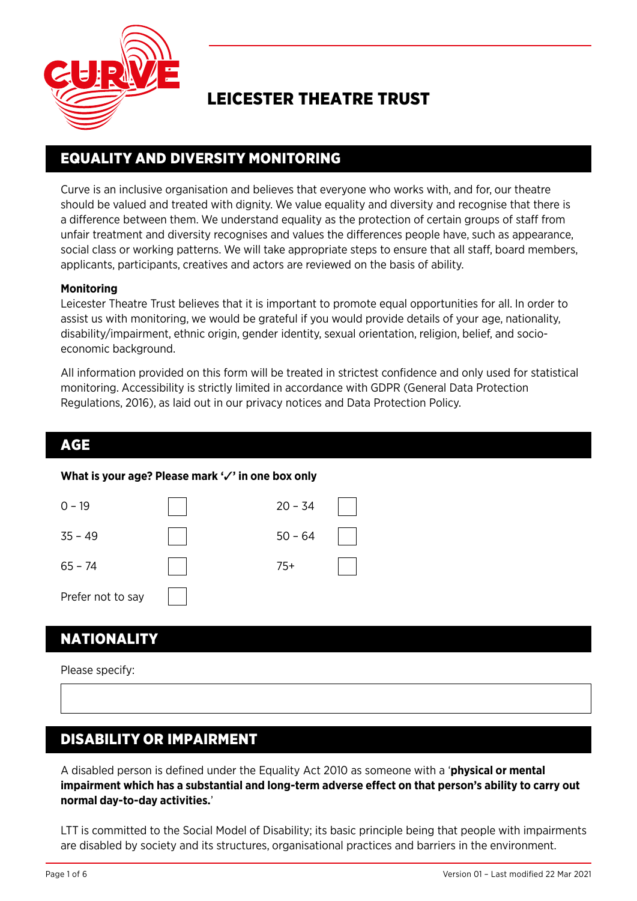# LEICESTER THEATRE TRUST

## EQUALITY AND DIVERSITY MONITORING

Curve is an inclusive organisation and believes that everyone who works with, and for, our theatre should be valued and treated with dignity. We value equality and diversity and recognise that there is a difference between them. We understand equality as the protection of certain groups of staff from unfair treatment and diversity recognises and values the differences people have, such as appearance, social class or working patterns. We will take appropriate steps to ensure that all staff, board members, applicants, participants, creatives and actors are reviewed on the basis of ability.

**Monitoring**

Leicester Theatre Trust believes that it is important to promote equal opportunities for all. In order to assist us with monitoring, we would be grateful if you would provide details of your age, nationality, disability/impairment, ethnic origin, gender identity, sexual orientation, religion, belief, and socio-economic background.

All information provided on this form will be treated in strictest confidence and only used for statistical monitoring. Accessibility is strictly limited in accordance with GDPR (General Data Protection Regulations, 2016), as laid out in our privacy notices and Data Protection Policy.

## AGE

**What is your age? Please mark '✓' in one box only**

| | | | |
|---|---|---|---|
| 0 – 19 | ☐ | 20 – 34 | ☐ |
| 35 – 49 | ☐ | 50 – 64 | ☐ |
| 65 – 74 | ☐ | 75+ | ☐ |
| Prefer not to say | ☐ | | |

## NATIONALITY

Please specify:

## DISABILITY OR IMPAIRMENT

A disabled person is defined under the Equality Act 2010 as someone with a '**physical or mental impairment which has a substantial and long-term adverse effect on that person's ability to carry out normal day-to-day activities.**'

LTT is committed to the Social Model of Disability; its basic principle being that people with impairments are disabled by society and its structures, organisational practices and barriers in the environment.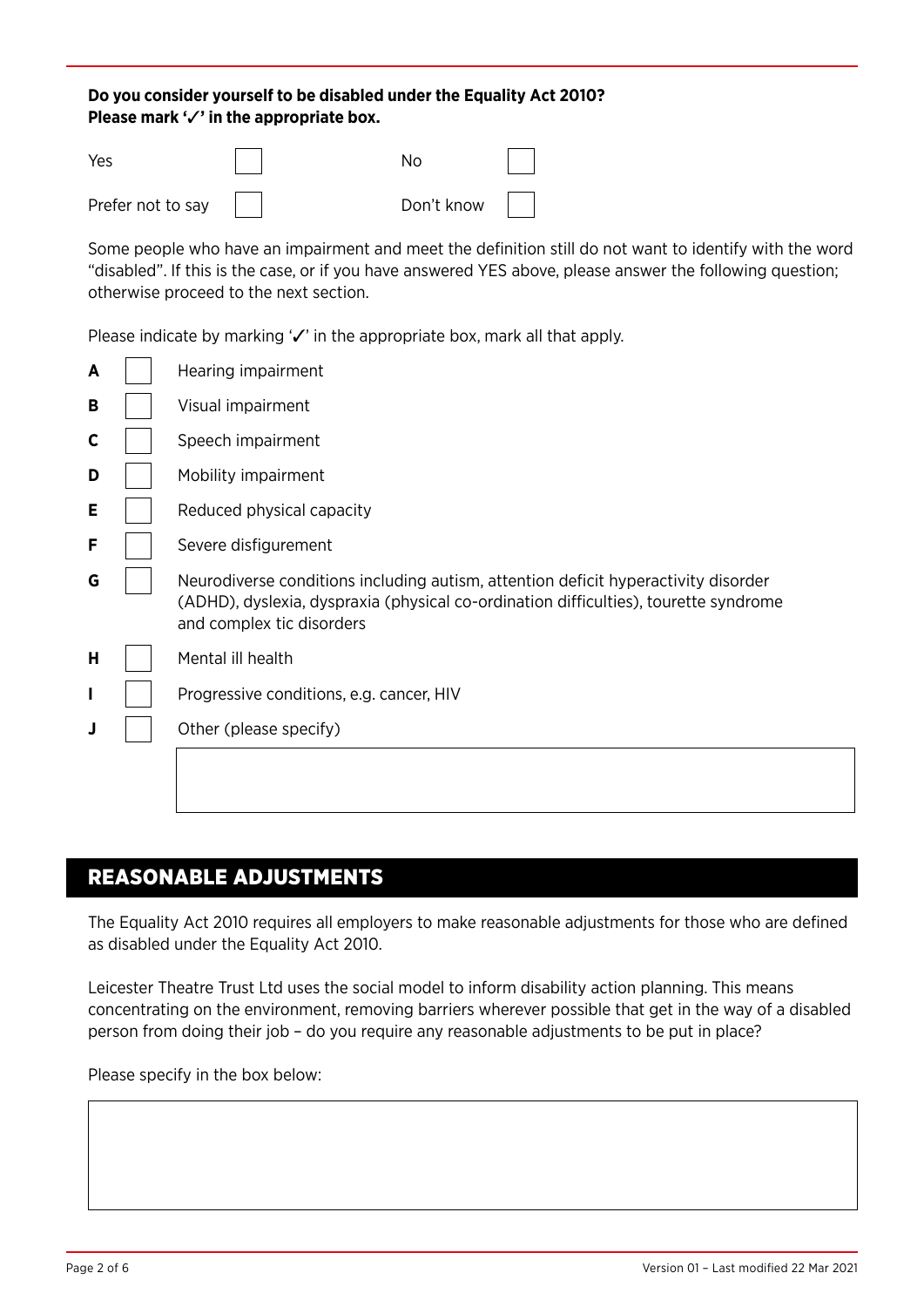**Do you consider yourself to be disabled under the Equality Act 2010?**
**Please mark '✓' in the appropriate box.**

| | | | |
|---|---|---|---|
| Yes | ☐ | No | ☐ |
| Prefer not to say | ☐ | Don't know | ☐ |

Some people who have an impairment and meet the definition still do not want to identify with the word "disabled". If this is the case, or if you have answered YES above, please answer the following question; otherwise proceed to the next section.

Please indicate by marking '✓' in the appropriate box, mark all that apply.

- **A** ☐ Hearing impairment
- **B** ☐ Visual impairment
- **C** ☐ Speech impairment
- **D** ☐ Mobility impairment
- **E** ☐ Reduced physical capacity
- **F** ☐ Severe disfigurement
- **G** ☐ Neurodiverse conditions including autism, attention deficit hyperactivity disorder (ADHD), dyslexia, dyspraxia (physical co-ordination difficulties), tourette syndrome and complex tic disorders
- **H** ☐ Mental ill health
- **I** ☐ Progressive conditions, e.g. cancer, HIV
- **J** ☐ Other (please specify)

## REASONABLE ADJUSTMENTS

The Equality Act 2010 requires all employers to make reasonable adjustments for those who are defined as disabled under the Equality Act 2010.

Leicester Theatre Trust Ltd uses the social model to inform disability action planning. This means concentrating on the environment, removing barriers wherever possible that get in the way of a disabled person from doing their job – do you require any reasonable adjustments to be put in place?

Please specify in the box below: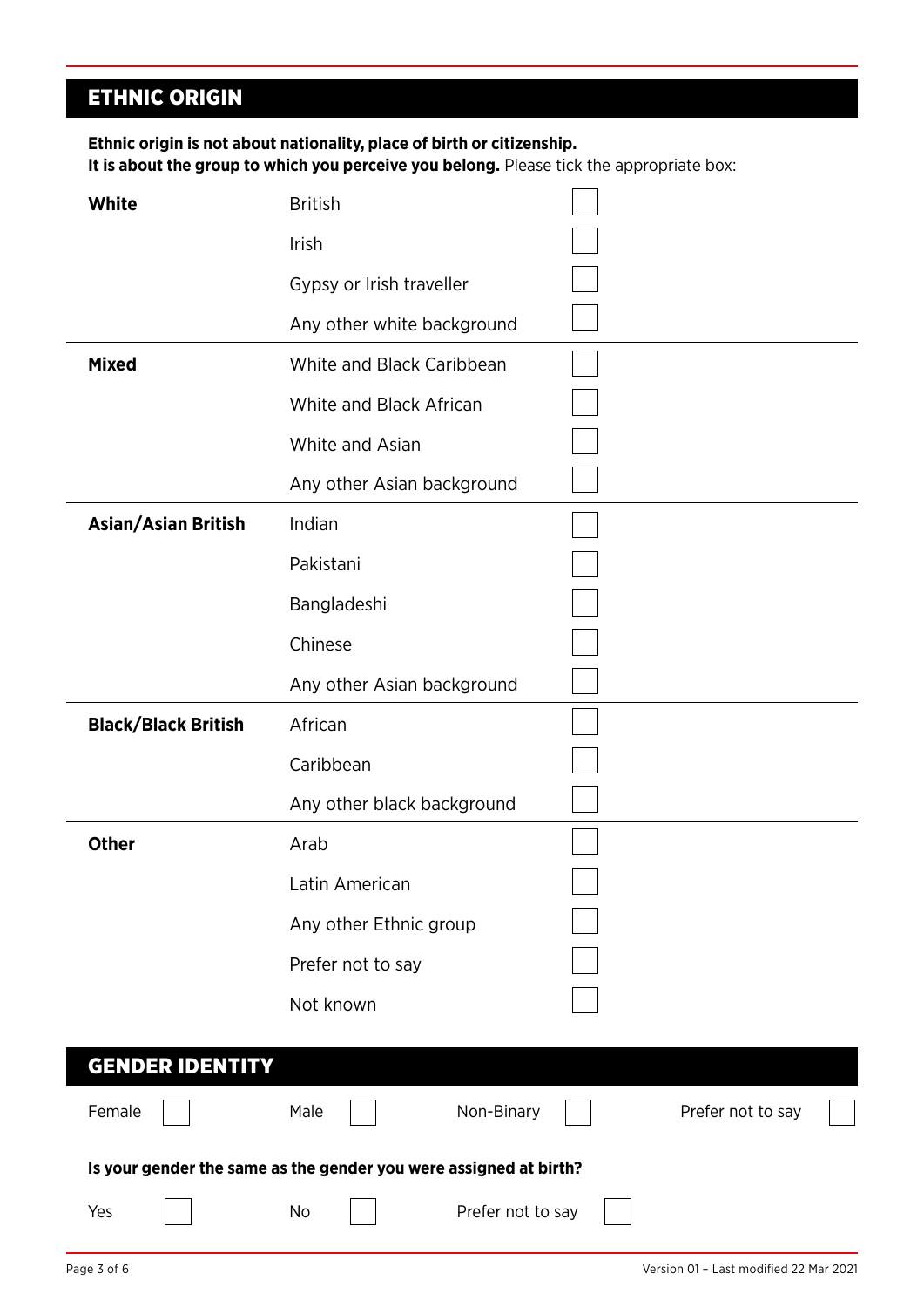## ETHNIC ORIGIN

**Ethnic origin is not about nationality, place of birth or citizenship.**
**It is about the group to which you perceive you belong.** Please tick the appropriate box:

| | | |
|---|---|---|
| **White** | British | ☐ |
| | Irish | ☐ |
| | Gypsy or Irish traveller | ☐ |
| | Any other white background | ☐ |
| **Mixed** | White and Black Caribbean | ☐ |
| | White and Black African | ☐ |
| | White and Asian | ☐ |
| | Any other Asian background | ☐ |
| **Asian/Asian British** | Indian | ☐ |
| | Pakistani | ☐ |
| | Bangladeshi | ☐ |
| | Chinese | ☐ |
| | Any other Asian background | ☐ |
| **Black/Black British** | African | ☐ |
| | Caribbean | ☐ |
| | Any other black background | ☐ |
| **Other** | Arab | ☐ |
| | Latin American | ☐ |
| | Any other Ethnic group | ☐ |
| | Prefer not to say | ☐ |
| | Not known | ☐ |

## GENDER IDENTITY

Female ☐ Male ☐ Non-Binary ☐ Prefer not to say ☐

**Is your gender the same as the gender you were assigned at birth?**

Yes ☐ No ☐ Prefer not to say ☐

Version 01 – Last modified 22 Mar 2021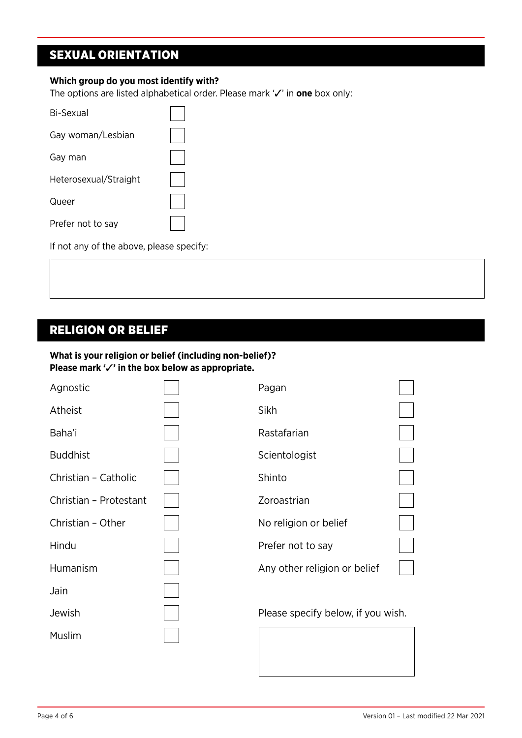## SEXUAL ORIENTATION

**Which group do you most identify with?**
The options are listed alphabetical order. Please mark '✓' in **one** box only:

- Bi-Sexual ☐
- Gay woman/Lesbian ☐
- Gay man ☐
- Heterosexual/Straight ☐
- Queer ☐
- Prefer not to say ☐

If not any of the above, please specify:

## RELIGION OR BELIEF

**What is your religion or belief (including non-belief)?**
**Please mark '✓' in the box below as appropriate.**

- Agnostic ☐
- Atheist ☐
- Baha'i ☐
- Buddhist ☐
- Christian – Catholic ☐
- Christian – Protestant ☐
- Christian – Other ☐
- Hindu ☐
- Humanism ☐
- Jain ☐
- Jewish ☐
- Muslim ☐
- Pagan ☐
- Sikh ☐
- Rastafarian ☐
- Scientologist ☐
- Shinto ☐
- Zoroastrian ☐
- No religion or belief ☐
- Prefer not to say ☐
- Any other religion or belief ☐

Please specify below, if you wish.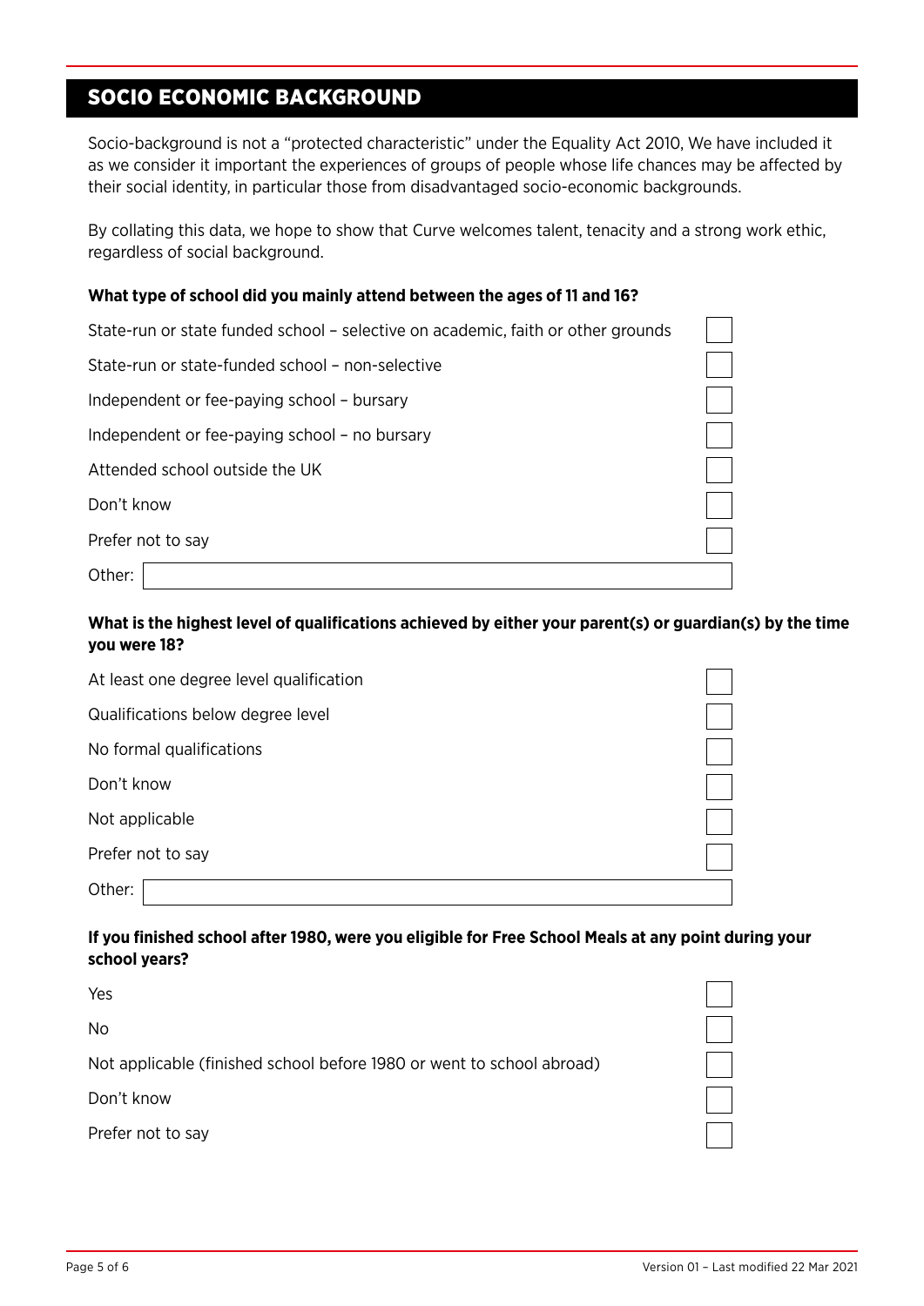## SOCIO ECONOMIC BACKGROUND

Socio-background is not a "protected characteristic" under the Equality Act 2010, We have included it as we consider it important the experiences of groups of people whose life chances may be affected by their social identity, in particular those from disadvantaged socio-economic backgrounds.

By collating this data, we hope to show that Curve welcomes talent, tenacity and a strong work ethic, regardless of social background.

**What type of school did you mainly attend between the ages of 11 and 16?**

- State-run or state funded school – selective on academic, faith or other grounds ☐
- State-run or state-funded school – non-selective ☐
- Independent or fee-paying school – bursary ☐
- Independent or fee-paying school – no bursary ☐
- Attended school outside the UK ☐
- Don't know ☐
- Prefer not to say ☐
- Other: ____________________

**What is the highest level of qualifications achieved by either your parent(s) or guardian(s) by the time you were 18?**

- At least one degree level qualification ☐
- Qualifications below degree level ☐
- No formal qualifications ☐
- Don't know ☐
- Not applicable ☐
- Prefer not to say ☐
- Other: ____________________

**If you finished school after 1980, were you eligible for Free School Meals at any point during your school years?**

- Yes ☐
- No ☐
- Not applicable (finished school before 1980 or went to school abroad) ☐
- Don't know ☐
- Prefer not to say ☐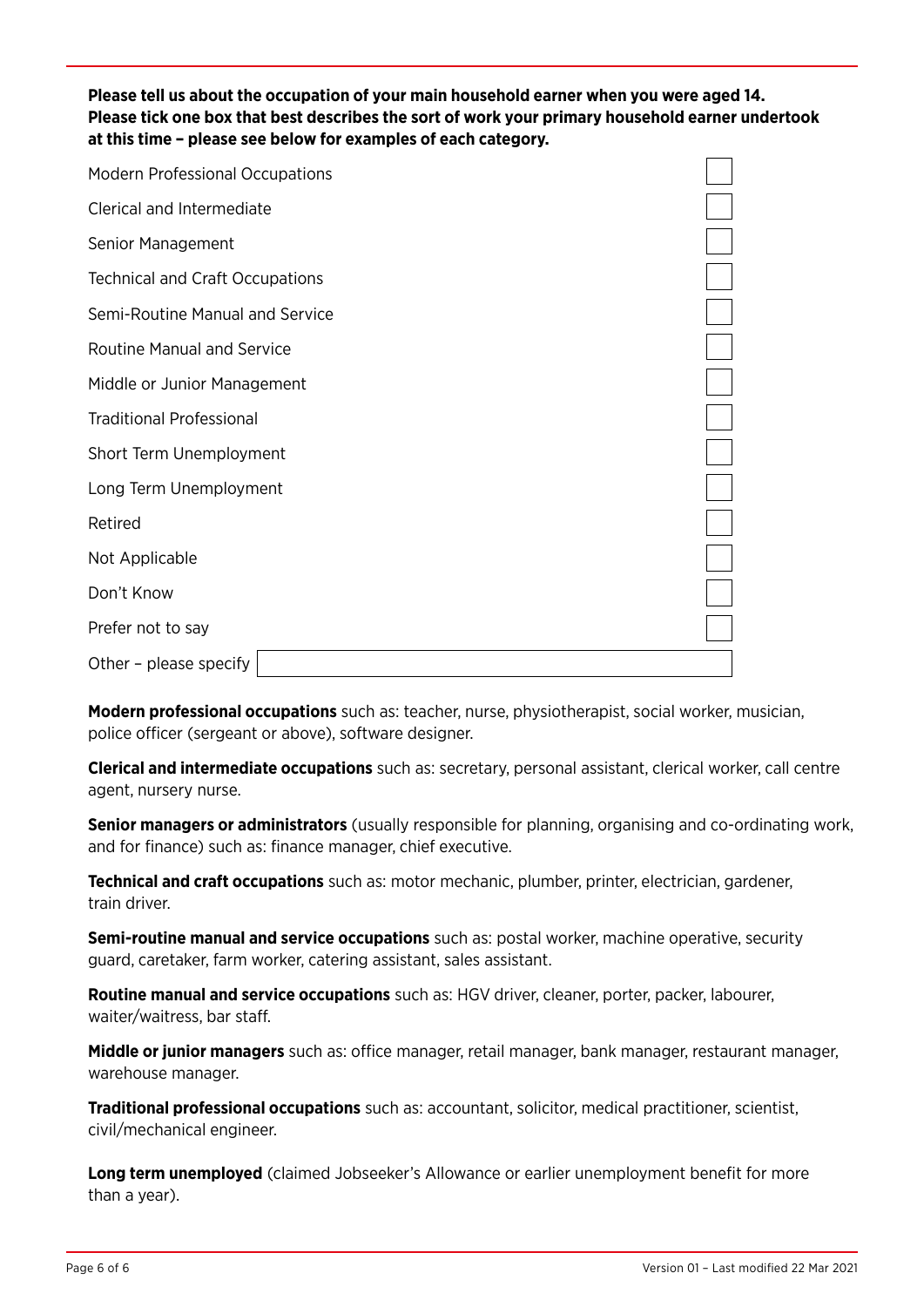**Please tell us about the occupation of your main household earner when you were aged 14. Please tick one box that best describes the sort of work your primary household earner undertook at this time – please see below for examples of each category.**

- [ ] Modern Professional Occupations
- [ ] Clerical and Intermediate
- [ ] Senior Management
- [ ] Technical and Craft Occupations
- [ ] Semi-Routine Manual and Service
- [ ] Routine Manual and Service
- [ ] Middle or Junior Management
- [ ] Traditional Professional
- [ ] Short Term Unemployment
- [ ] Long Term Unemployment
- [ ] Retired
- [ ] Not Applicable
- [ ] Don't Know
- [ ] Prefer not to say

Other – please specify ____________________

**Modern professional occupations** such as: teacher, nurse, physiotherapist, social worker, musician, police officer (sergeant or above), software designer.

**Clerical and intermediate occupations** such as: secretary, personal assistant, clerical worker, call centre agent, nursery nurse.

**Senior managers or administrators** (usually responsible for planning, organising and co-ordinating work, and for finance) such as: finance manager, chief executive.

**Technical and craft occupations** such as: motor mechanic, plumber, printer, electrician, gardener, train driver.

**Semi-routine manual and service occupations** such as: postal worker, machine operative, security guard, caretaker, farm worker, catering assistant, sales assistant.

**Routine manual and service occupations** such as: HGV driver, cleaner, porter, packer, labourer, waiter/waitress, bar staff.

**Middle or junior managers** such as: office manager, retail manager, bank manager, restaurant manager, warehouse manager.

**Traditional professional occupations** such as: accountant, solicitor, medical practitioner, scientist, civil/mechanical engineer.

**Long term unemployed** (claimed Jobseeker's Allowance or earlier unemployment benefit for more than a year).

Version 01 – Last modified 22 Mar 2021